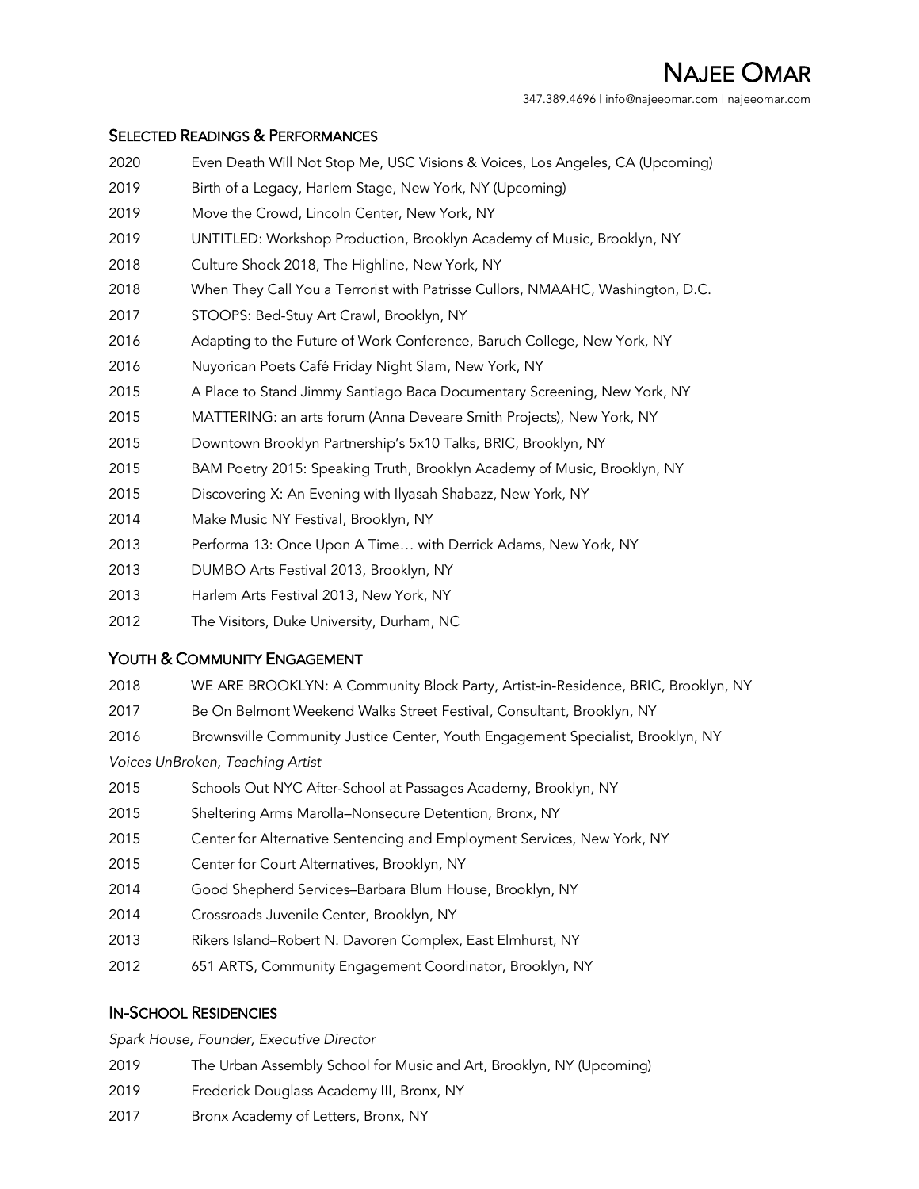# NAJEE OMAR

347.389.4696 | info@najeeomar.com | najeeomar.com

## SELECTED READINGS & PERFORMANCES

2020 Even Death Will Not Stop Me, USC Visions & Voices, Los Angeles, CA (Upcoming)
2019 Birth of a Legacy, Harlem Stage, New York, NY (Upcoming)
2019 Move the Crowd, Lincoln Center, New York, NY
2019 UNTITLED: Workshop Production, Brooklyn Academy of Music, Brooklyn, NY
2018 Culture Shock 2018, The Highline, New York, NY
2018 When They Call You a Terrorist with Patrisse Cullors, NMAAHC, Washington, D.C.
2017 STOOPS: Bed-Stuy Art Crawl, Brooklyn, NY
2016 Adapting to the Future of Work Conference, Baruch College, New York, NY
2016 Nuyorican Poets Café Friday Night Slam, New York, NY
2015 A Place to Stand Jimmy Santiago Baca Documentary Screening, New York, NY
2015 MATTERING: an arts forum (Anna Deveare Smith Projects), New York, NY
2015 Downtown Brooklyn Partnership's 5x10 Talks, BRIC, Brooklyn, NY
2015 BAM Poetry 2015: Speaking Truth, Brooklyn Academy of Music, Brooklyn, NY
2015 Discovering X: An Evening with Ilyasah Shabazz, New York, NY
2014 Make Music NY Festival, Brooklyn, NY
2013 Performa 13: Once Upon A Time… with Derrick Adams, New York, NY
2013 DUMBO Arts Festival 2013, Brooklyn, NY
2013 Harlem Arts Festival 2013, New York, NY
2012 The Visitors, Duke University, Durham, NC

## YOUTH & COMMUNITY ENGAGEMENT

2018 WE ARE BROOKLYN: A Community Block Party, Artist-in-Residence, BRIC, Brooklyn, NY
2017 Be On Belmont Weekend Walks Street Festival, Consultant, Brooklyn, NY
2016 Brownsville Community Justice Center, Youth Engagement Specialist, Brooklyn, NY

*Voices UnBroken, Teaching Artist*

2015 Schools Out NYC After-School at Passages Academy, Brooklyn, NY
2015 Sheltering Arms Marolla–Nonsecure Detention, Bronx, NY
2015 Center for Alternative Sentencing and Employment Services, New York, NY
2015 Center for Court Alternatives, Brooklyn, NY
2014 Good Shepherd Services–Barbara Blum House, Brooklyn, NY
2014 Crossroads Juvenile Center, Brooklyn, NY
2013 Rikers Island–Robert N. Davoren Complex, East Elmhurst, NY
2012 651 ARTS, Community Engagement Coordinator, Brooklyn, NY

## IN-SCHOOL RESIDENCIES

*Spark House, Founder, Executive Director*

2019 The Urban Assembly School for Music and Art, Brooklyn, NY (Upcoming)
2019 Frederick Douglass Academy III, Bronx, NY
2017 Bronx Academy of Letters, Bronx, NY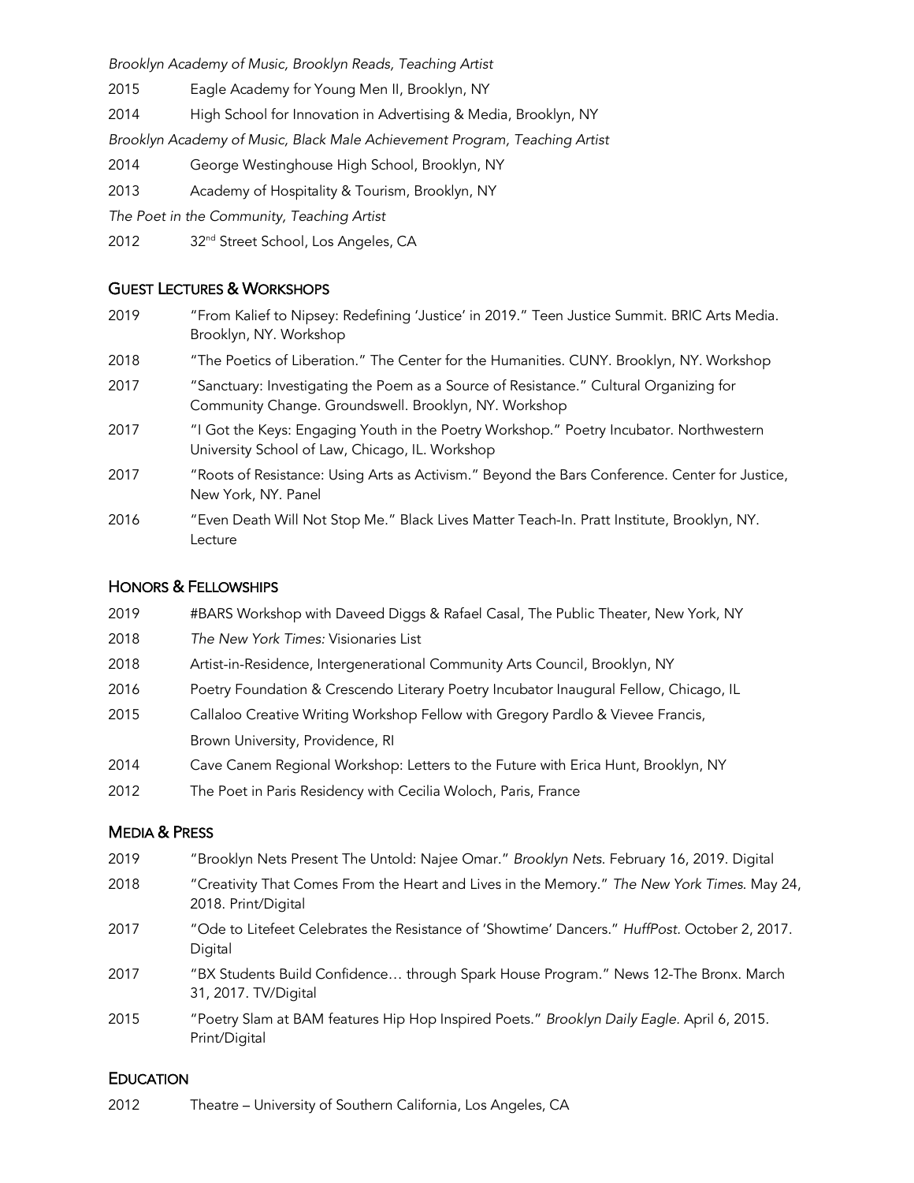*Brooklyn Academy of Music, Brooklyn Reads, Teaching Artist*

2015 Eagle Academy for Young Men II, Brooklyn, NY

2014 High School for Innovation in Advertising & Media, Brooklyn, NY

*Brooklyn Academy of Music, Black Male Achievement Program, Teaching Artist*

2014 George Westinghouse High School, Brooklyn, NY

2013 Academy of Hospitality & Tourism, Brooklyn, NY

*The Poet in the Community, Teaching Artist*

2012 32nd Street School, Los Angeles, CA

## GUEST LECTURES & WORKSHOPS

2019 "From Kalief to Nipsey: Redefining 'Justice' in 2019." Teen Justice Summit. BRIC Arts Media. Brooklyn, NY. Workshop

2018 "The Poetics of Liberation." The Center for the Humanities. CUNY. Brooklyn, NY. Workshop

2017 "Sanctuary: Investigating the Poem as a Source of Resistance." Cultural Organizing for Community Change. Groundswell. Brooklyn, NY. Workshop

2017 "I Got the Keys: Engaging Youth in the Poetry Workshop." Poetry Incubator. Northwestern University School of Law, Chicago, IL. Workshop

2017 "Roots of Resistance: Using Arts as Activism." Beyond the Bars Conference. Center for Justice, New York, NY. Panel

2016 "Even Death Will Not Stop Me." Black Lives Matter Teach-In. Pratt Institute, Brooklyn, NY. Lecture

## HONORS & FELLOWSHIPS

2019 #BARS Workshop with Daveed Diggs & Rafael Casal, The Public Theater, New York, NY

2018 *The New York Times:* Visionaries List

2018 Artist-in-Residence, Intergenerational Community Arts Council, Brooklyn, NY

2016 Poetry Foundation & Crescendo Literary Poetry Incubator Inaugural Fellow, Chicago, IL

2015 Callaloo Creative Writing Workshop Fellow with Gregory Pardlo & Vievee Francis, Brown University, Providence, RI

2014 Cave Canem Regional Workshop: Letters to the Future with Erica Hunt, Brooklyn, NY

2012 The Poet in Paris Residency with Cecilia Woloch, Paris, France

## MEDIA & PRESS

2019 "Brooklyn Nets Present The Untold: Najee Omar." *Brooklyn Nets*. February 16, 2019. Digital

2018 "Creativity That Comes From the Heart and Lives in the Memory." *The New York Times*. May 24, 2018. Print/Digital

2017 "Ode to Litefeet Celebrates the Resistance of 'Showtime' Dancers." *HuffPost*. October 2, 2017. Digital

2017 "BX Students Build Confidence… through Spark House Program." News 12-The Bronx. March 31, 2017. TV/Digital

2015 "Poetry Slam at BAM features Hip Hop Inspired Poets." *Brooklyn Daily Eagle*. April 6, 2015. Print/Digital

## EDUCATION

2012 Theatre – University of Southern California, Los Angeles, CA